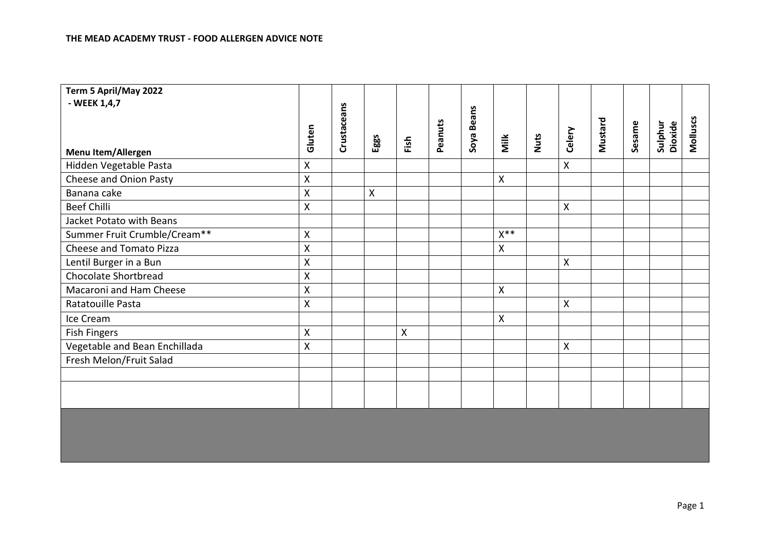**THE MEAD ACADEMY TRUST - FOOD ALLERGEN ADVICE NOTE**

| Term 5 April/May 2022 - WEEK 1,4,7<br><br>Menu Item/Allergen | Gluten | Crustaceans | Eggs | Fish | Peanuts | Soya Beans | Milk | Nuts | Celery | Mustard | Sesame | Sulphur Dioxide | Molluscs |
|---|---|---|---|---|---|---|---|---|---|---|---|---|---|
| Hidden Vegetable Pasta | X | | | | | | | | X | | | | |
| Cheese and Onion Pasty | X | | | | | | X | | | | | | |
| Banana cake | X | | X | | | | | | | | | | |
| Beef Chilli | X | | | | | | | | X | | | | |
| Jacket Potato with Beans | | | | | | | | | | | | | |
| Summer Fruit Crumble/Cream** | X | | | | | | X** | | | | | | |
| Cheese and Tomato Pizza | X | | | | | | X | | | | | | |
| Lentil Burger in a Bun | X | | | | | | | | X | | | | |
| Chocolate Shortbread | X | | | | | | | | | | | | |
| Macaroni and Ham Cheese | X | | | | | | X | | | | | | |
| Ratatouille Pasta | X | | | | | | | | X | | | | |
| Ice Cream | | | | | | | X | | | | | | |
| Fish Fingers | X | | | X | | | | | | | | | |
| Vegetable and Bean Enchillada | X | | | | | | | | X | | | | |
| Fresh Melon/Fruit Salad | | | | | | | | | | | | | |
| | | | | | | | | | | | | | |
| | | | | | | | | | | | | | |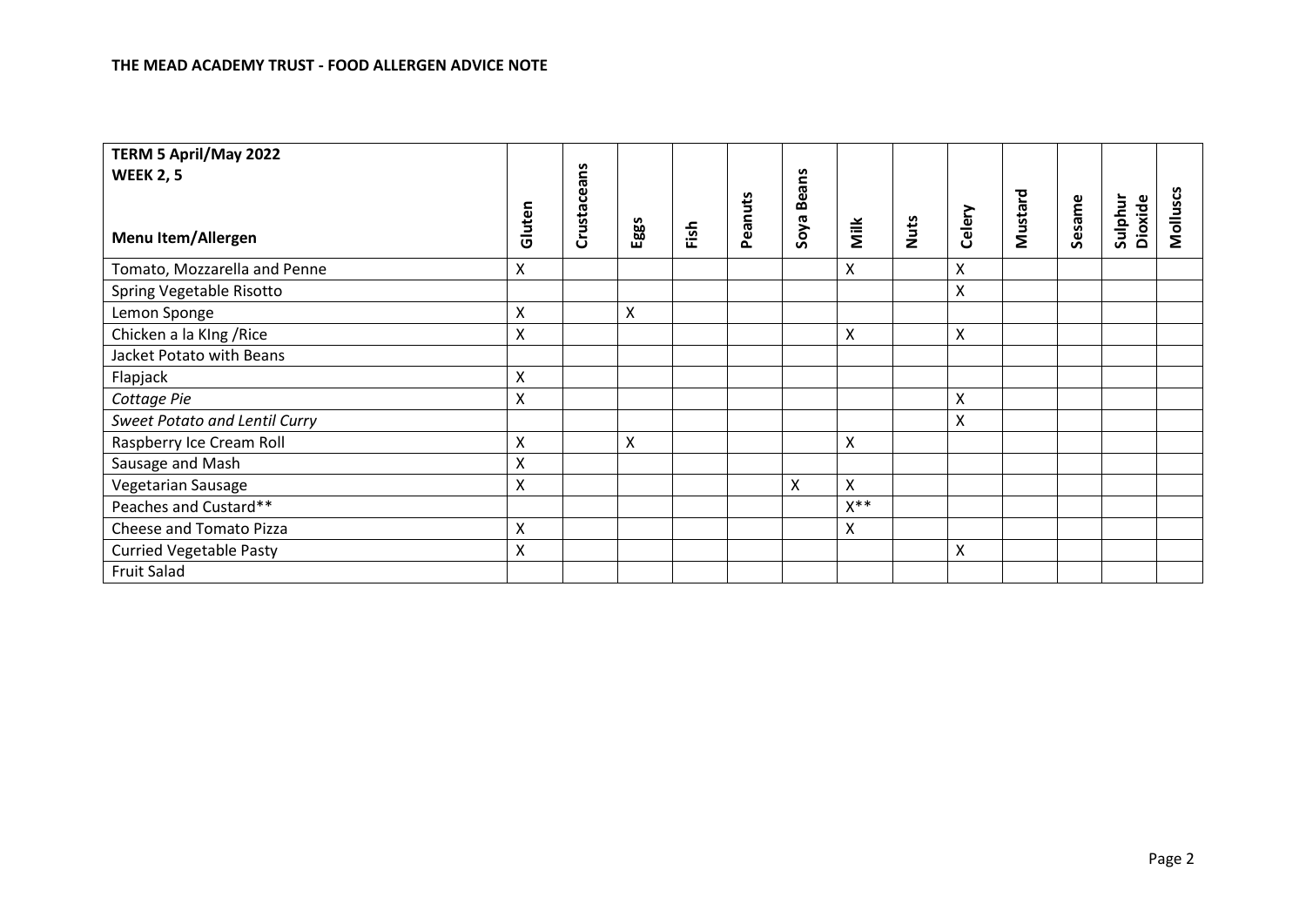**THE MEAD ACADEMY TRUST - FOOD ALLERGEN ADVICE NOTE**

| **TERM 5 April/May 2022**<br>**WEEK 2, 5**<br><br>**Menu Item/Allergen** | **Gluten** | **Crustaceans** | **Eggs** | **Fish** | **Peanuts** | **Soya Beans** | **Milk** | **Nuts** | **Celery** | **Mustard** | **Sesame** | **Sulphur Dioxide** | **Molluscs** |
|---|---|---|---|---|---|---|---|---|---|---|---|---|---|
| Tomato, Mozzarella and Penne | X | | | | | | X | | X | | | | |
| Spring Vegetable Risotto | | | | | | | | | X | | | | |
| Lemon Sponge | X | | X | | | | | | | | | | |
| Chicken a la KIng /Rice | X | | | | | | X | | X | | | | |
| Jacket Potato with Beans | | | | | | | | | | | | | |
| Flapjack | X | | | | | | | | | | | | |
| *Cottage Pie* | X | | | | | | | | X | | | | |
| *Sweet Potato and Lentil Curry* | | | | | | | | | X | | | | |
| Raspberry Ice Cream Roll | X | | X | | | | X | | | | | | |
| Sausage and Mash | X | | | | | | | | | | | | |
| Vegetarian Sausage | X | | | | | X | X | | | | | | |
| Peaches and Custard** | | | | | | | X** | | | | | | |
| Cheese and Tomato Pizza | X | | | | | | X | | | | | | |
| Curried Vegetable Pasty | X | | | | | | | | X | | | | |
| Fruit Salad | | | | | | | | | | | | | |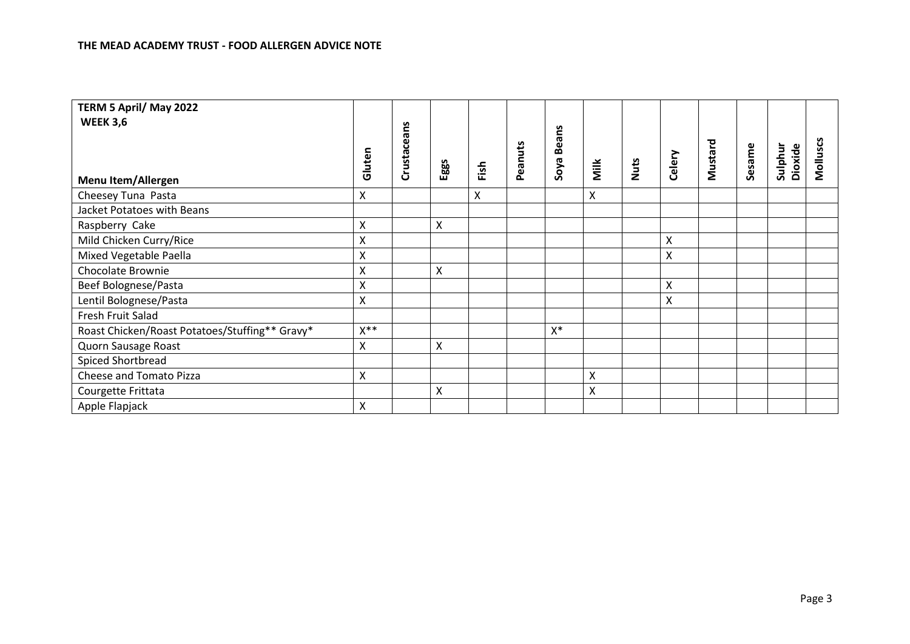**THE MEAD ACADEMY TRUST - FOOD ALLERGEN ADVICE NOTE**

| TERM 5 April/ May 2022<br>WEEK 3,6<br><br>Menu Item/Allergen | Gluten | Crustaceans | Eggs | Fish | Peanuts | Soya Beans | Milk | Nuts | Celery | Mustard | Sesame | Sulphur Dioxide | Molluscs |
|---|---|---|---|---|---|---|---|---|---|---|---|---|---|
| Cheesey Tuna Pasta | X | | | X | | | X | | | | | | |
| Jacket Potatoes with Beans | | | | | | | | | | | | | |
| Raspberry Cake | X | | X | | | | | | | | | | |
| Mild Chicken Curry/Rice | X | | | | | | | | X | | | | |
| Mixed Vegetable Paella | X | | | | | | | | X | | | | |
| Chocolate Brownie | X | | X | | | | | | | | | | |
| Beef Bolognese/Pasta | X | | | | | | | | X | | | | |
| Lentil Bolognese/Pasta | X | | | | | | | | X | | | | |
| Fresh Fruit Salad | | | | | | | | | | | | | |
| Roast Chicken/Roast Potatoes/Stuffing** Gravy* | X** | | | | | X* | | | | | | | |
| Quorn Sausage Roast | X | | X | | | | | | | | | | |
| Spiced Shortbread | | | | | | | | | | | | | |
| Cheese and Tomato Pizza | X | | | | | | X | | | | | | |
| Courgette Frittata | | | X | | | | X | | | | | | |
| Apple Flapjack | X | | | | | | | | | | | | |